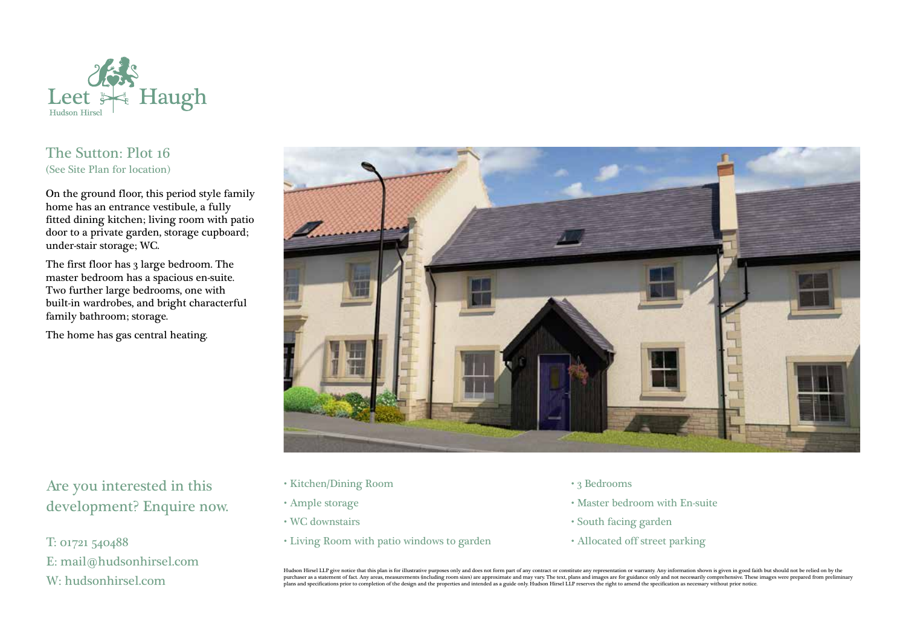Leet Haugh

Hudson Hirsel

## The Sutton: Plot 16

(See Site Plan for location)

On the ground floor, this period style family home has an entrance vestibule, a fully fitted dining kitchen; living room with patio door to a private garden, storage cupboard; under-stair storage; WC.

The first floor has 3 large bedroom. The master bedroom has a spacious en-suite. Two further large bedrooms, one with built-in wardrobes, and bright characterful family bathroom; storage.

The home has gas central heating.

- Kitchen/Dining Room
- Ample storage
- WC downstairs
- Living Room with patio windows to garden
- 3 Bedrooms
- Master bedroom with En-suite
- South facing garden
- Allocated off street parking

## Are you interested in this development? Enquire now.

T: 01721 540488
E: mail@hudsonhirsel.com
W: hudsonhirsel.com

Hudson Hirsel LLP give notice that this plan is for illustrative purposes only and does not form part of any contract or constitute any representation or warranty. Any information shown is given in good faith but should not be relied on by the purchaser as a statement of fact. Any areas, measurements (including room sizes) are approximate and may vary. The text, plans and images are for guidance only and not necessarily comprehensive. These images were prepared from preliminary plans and specifications prior to completion of the design and the properties and intended as a guide only. Hudson Hirsel LLP reserves the right to amend the specification as necessary without prior notice.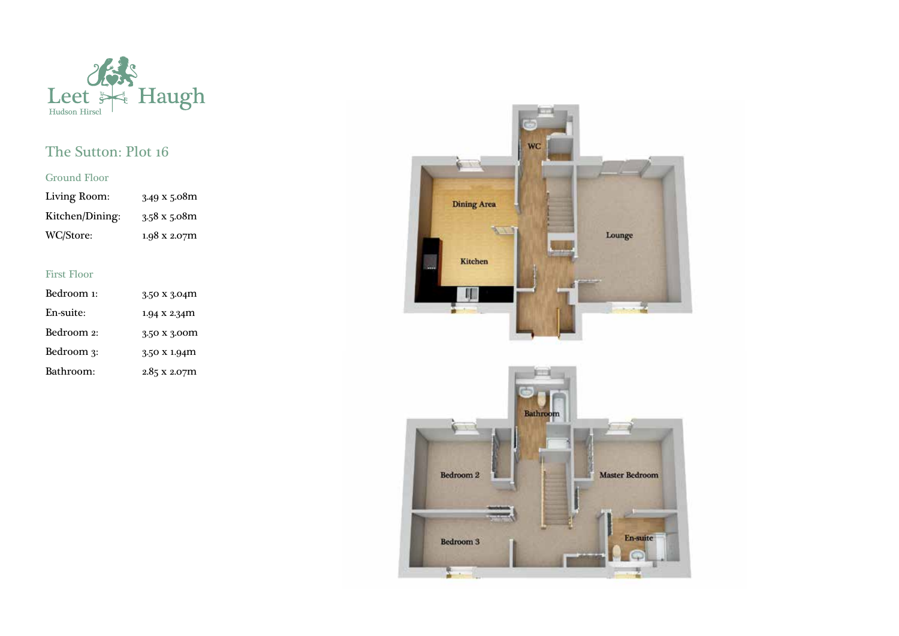Leet Haugh

Hudson Hirsel

## The Sutton: Plot 16

### Ground Floor

| | |
|---|---|
| Living Room: | 3.49 x 5.08m |
| Kitchen/Dining: | 3.58 x 5.08m |
| WC/Store: | 1.98 x 2.07m |

### First Floor

| | |
|---|---|
| Bedroom 1: | 3.50 x 3.04m |
| En-suite: | 1.94 x 2.34m |
| Bedroom 2: | 3.50 x 3.00m |
| Bedroom 3: | 3.50 x 1.94m |
| Bathroom: | 2.85 x 2.07m |

WC

Dining Area

Lounge

Kitchen

Bathroom

Bedroom 2

Master Bedroom

Bedroom 3

En-suite